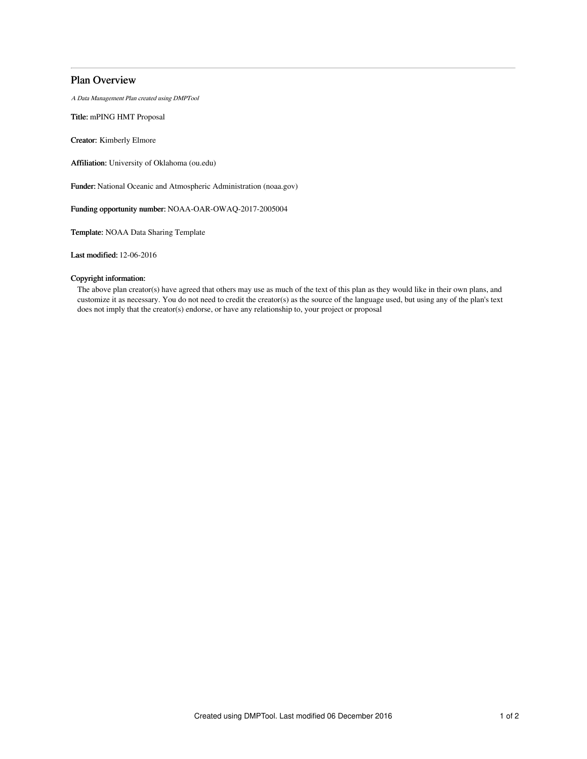## Plan Overview

*A Data Management Plan created using DMPTool*

**Title:** mPING HMT Proposal

**Creator:** Kimberly Elmore

**Affiliation:** University of Oklahoma (ou.edu)

**Funder:** National Oceanic and Atmospheric Administration (noaa.gov)

**Funding opportunity number:** NOAA-OAR-OWAQ-2017-2005004

**Template:** NOAA Data Sharing Template

**Last modified:** 12-06-2016

**Copyright information:**

The above plan creator(s) have agreed that others may use as much of the text of this plan as they would like in their own plans, and customize it as necessary. You do not need to credit the creator(s) as the source of the language used, but using any of the plan's text does not imply that the creator(s) endorse, or have any relationship to, your project or proposal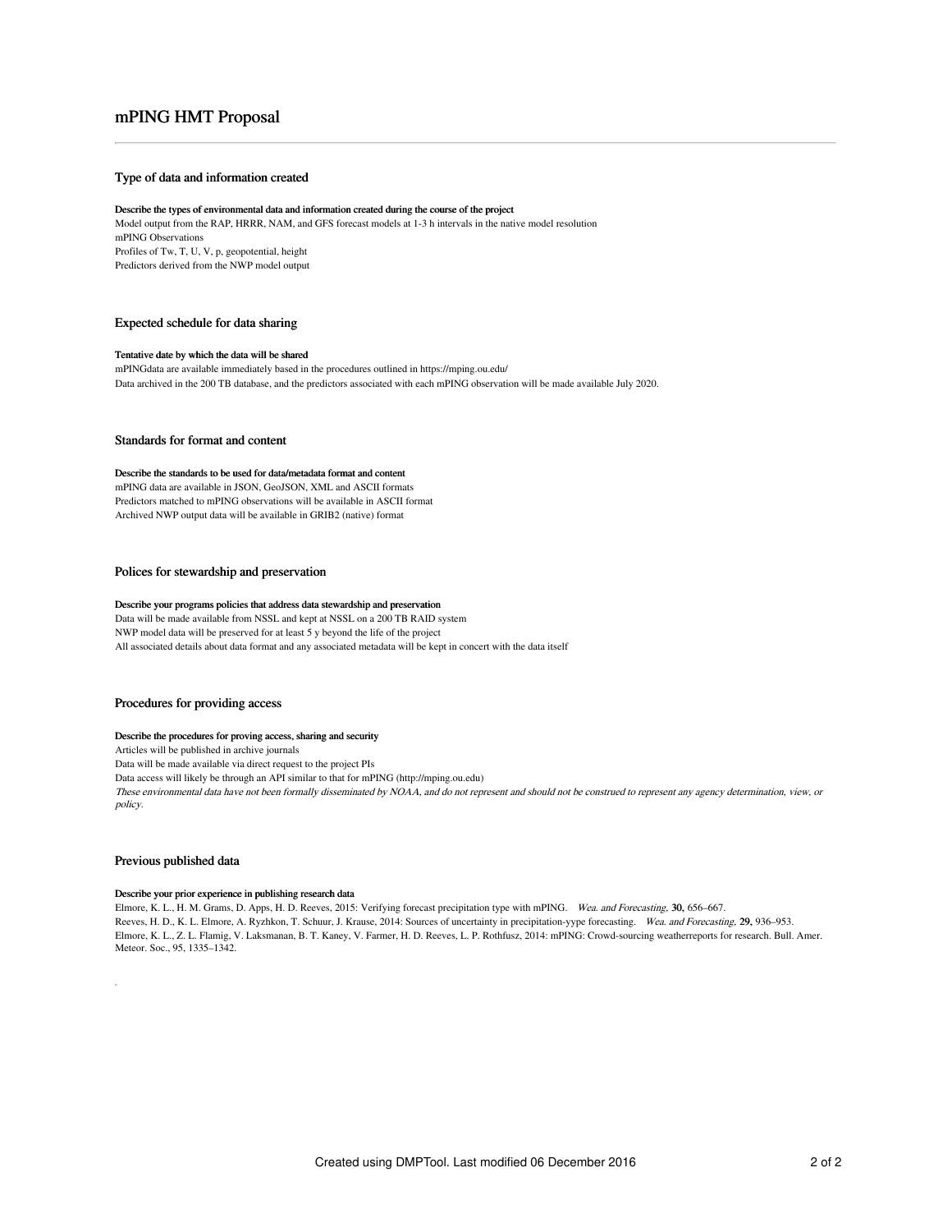# mPING HMT Proposal

## Type of data and information created

#### Describe the types of environmental data and information created during the course of the project

Model output from the RAP, HRRR, NAM, and GFS forecast models at 1-3 h intervals in the native model resolution
mPING Observations
Profiles of Tw, T, U, V, p, geopotential, height
Predictors derived from the NWP model output

## Expected schedule for data sharing

#### Tentative date by which the data will be shared

mPINGdata are available immediately based in the procedures outlined in https://mping.ou.edu/
Data archived in the 200 TB database, and the predictors associated with each mPING observation will be made available July 2020.

## Standards for format and content

#### Describe the standards to be used for data/metadata format and content

mPING data are available in JSON, GeoJSON, XML and ASCII formats
Predictors matched to mPING observations will be available in ASCII format
Archived NWP output data will be available in GRIB2 (native) format

## Polices for stewardship and preservation

#### Describe your programs policies that address data stewardship and preservation

Data will be made available from NSSL and kept at NSSL on a 200 TB RAID system
NWP model data will be preserved for at least 5 y beyond the life of the project
All associated details about data format and any associated metadata will be kept in concert with the data itself

## Procedures for providing access

#### Describe the procedures for proving access, sharing and security

Articles will be published in archive journals
Data will be made available via direct request to the project PIs
Data access will likely be through an API similar to that for mPING (http://mping.ou.edu)
*These environmental data have not been formally disseminated by NOAA, and do not represent and should not be construed to represent any agency determination, view, or policy.*

## Previous published data

#### Describe your prior experience in publishing research data

Elmore, K. L., H. M. Grams, D. Apps, H. D. Reeves, 2015: Verifying forecast precipitation type with mPING. *Wea. and Forecasting,* **30,** 656–667.
Reeves, H. D., K. L. Elmore, A. Ryzhkon, T. Schuur, J. Krause, 2014: Sources of uncertainty in precipitation-yype forecasting. *Wea. and Forecasting,* **29,** 936–953.
Elmore, K. L., Z. L. Flamig, V. Laksmanan, B. T. Kaney, V. Farmer, H. D. Reeves, L. P. Rothfusz, 2014: mPING: Crowd-sourcing weatherreports for research. Bull. Amer. Meteor. Soc., 95, 1335–1342.